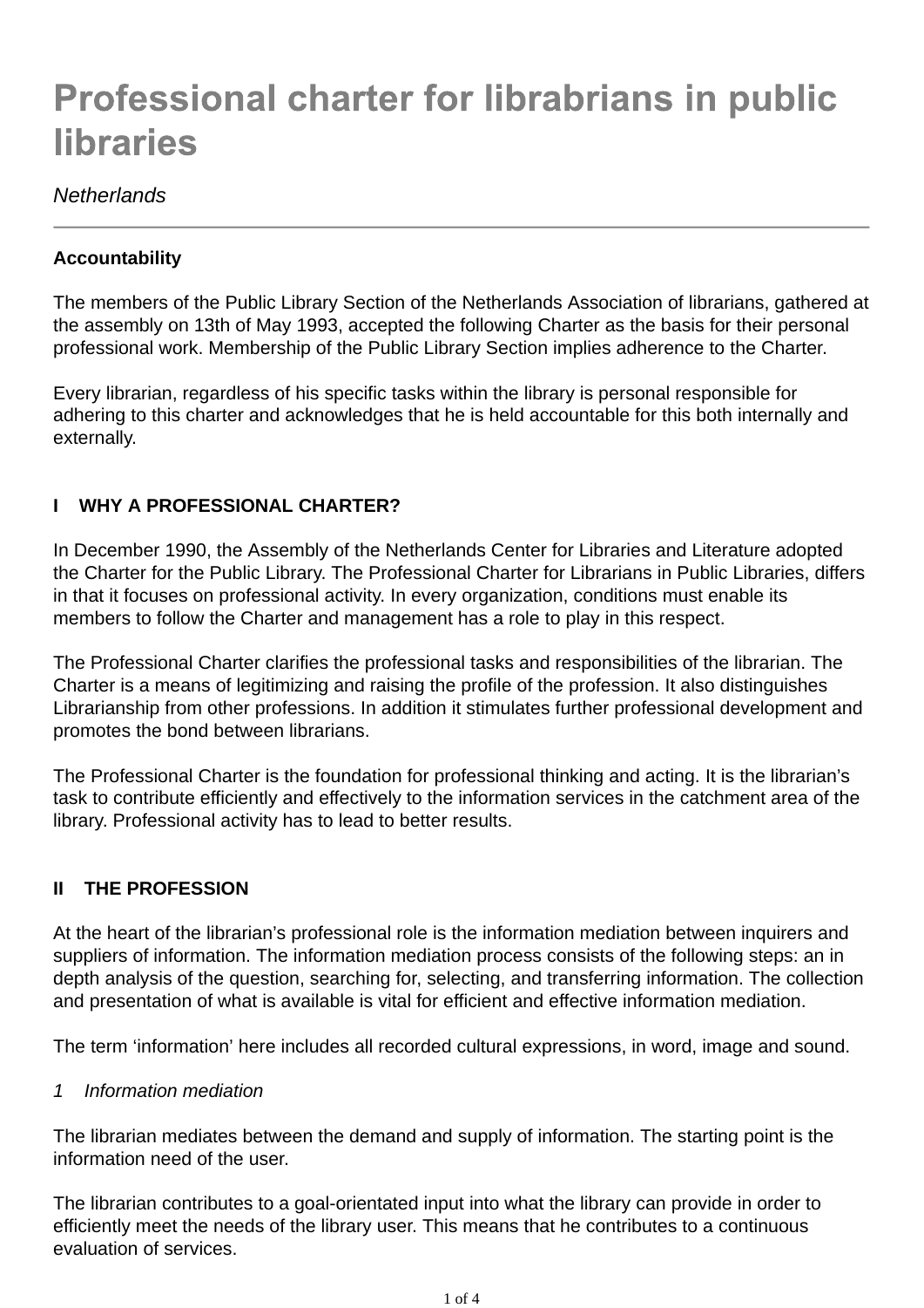# Professional charter for librabrians in public libraries

*Netherlands*

---

**Accountability**

The members of the Public Library Section of the Netherlands Association of librarians, gathered at the assembly on 13th of May 1993, accepted the following Charter as the basis for their personal professional work. Membership of the Public Library Section implies adherence to the Charter.

Every librarian, regardless of his specific tasks within the library is personal responsible for adhering to this charter and acknowledges that he is held accountable for this both internally and externally.

## I WHY A PROFESSIONAL CHARTER?

In December 1990, the Assembly of the Netherlands Center for Libraries and Literature adopted the Charter for the Public Library. The Professional Charter for Librarians in Public Libraries, differs in that it focuses on professional activity. In every organization, conditions must enable its members to follow the Charter and management has a role to play in this respect.

The Professional Charter clarifies the professional tasks and responsibilities of the librarian. The Charter is a means of legitimizing and raising the profile of the profession. It also distinguishes Librarianship from other professions. In addition it stimulates further professional development and promotes the bond between librarians.

The Professional Charter is the foundation for professional thinking and acting. It is the librarian's task to contribute efficiently and effectively to the information services in the catchment area of the library. Professional activity has to lead to better results.

## II THE PROFESSION

At the heart of the librarian's professional role is the information mediation between inquirers and suppliers of information. The information mediation process consists of the following steps: an in depth analysis of the question, searching for, selecting, and transferring information. The collection and presentation of what is available is vital for efficient and effective information mediation.

The term 'information' here includes all recorded cultural expressions, in word, image and sound.

*1 Information mediation*

The librarian mediates between the demand and supply of information. The starting point is the information need of the user.

The librarian contributes to a goal-orientated input into what the library can provide in order to efficiently meet the needs of the library user. This means that he contributes to a continuous evaluation of services.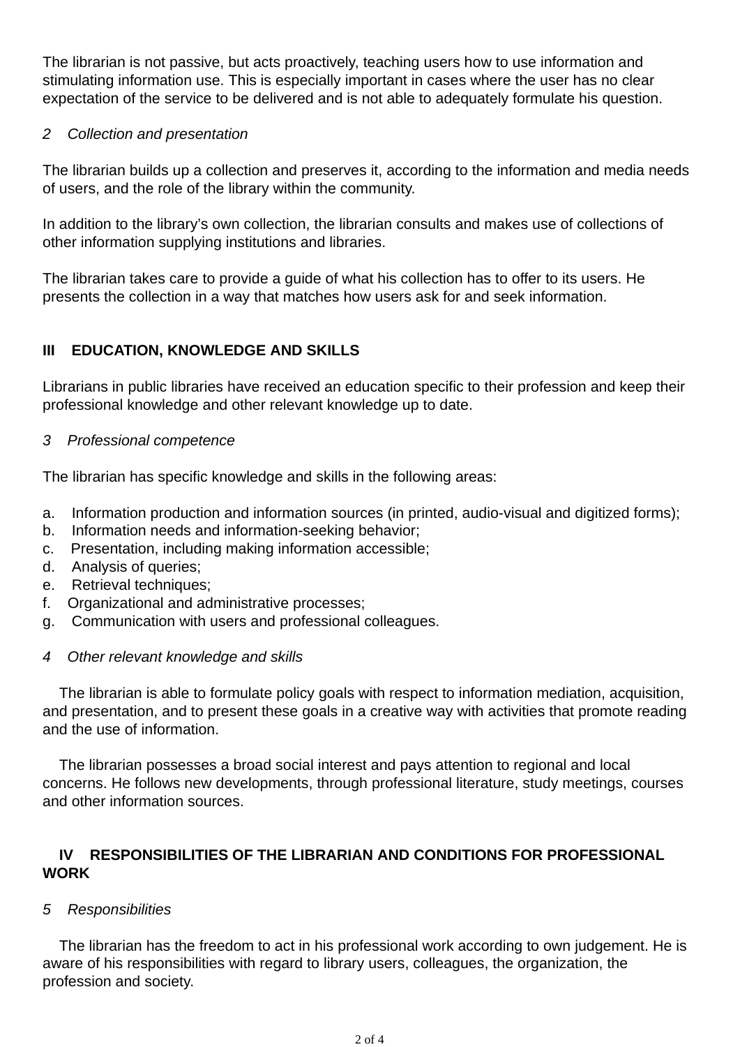The librarian is not passive, but acts proactively, teaching users how to use information and stimulating information use. This is especially important in cases where the user has no clear expectation of the service to be delivered and is not able to adequately formulate his question.

*2 Collection and presentation*

The librarian builds up a collection and preserves it, according to the information and media needs of users, and the role of the library within the community.

In addition to the library's own collection, the librarian consults and makes use of collections of other information supplying institutions and libraries.

The librarian takes care to provide a guide of what his collection has to offer to its users. He presents the collection in a way that matches how users ask for and seek information.

## III EDUCATION, KNOWLEDGE AND SKILLS

Librarians in public libraries have received an education specific to their profession and keep their professional knowledge and other relevant knowledge up to date.

*3 Professional competence*

The librarian has specific knowledge and skills in the following areas:

a. Information production and information sources (in printed, audio-visual and digitized forms);
b. Information needs and information-seeking behavior;
c. Presentation, including making information accessible;
d. Analysis of queries;
e. Retrieval techniques;
f. Organizational and administrative processes;
g. Communication with users and professional colleagues.

*4 Other relevant knowledge and skills*

The librarian is able to formulate policy goals with respect to information mediation, acquisition, and presentation, and to present these goals in a creative way with activities that promote reading and the use of information.

The librarian possesses a broad social interest and pays attention to regional and local concerns. He follows new developments, through professional literature, study meetings, courses and other information sources.

## IV RESPONSIBILITIES OF THE LIBRARIAN AND CONDITIONS FOR PROFESSIONAL WORK

*5 Responsibilities*

The librarian has the freedom to act in his professional work according to own judgement. He is aware of his responsibilities with regard to library users, colleagues, the organization, the profession and society.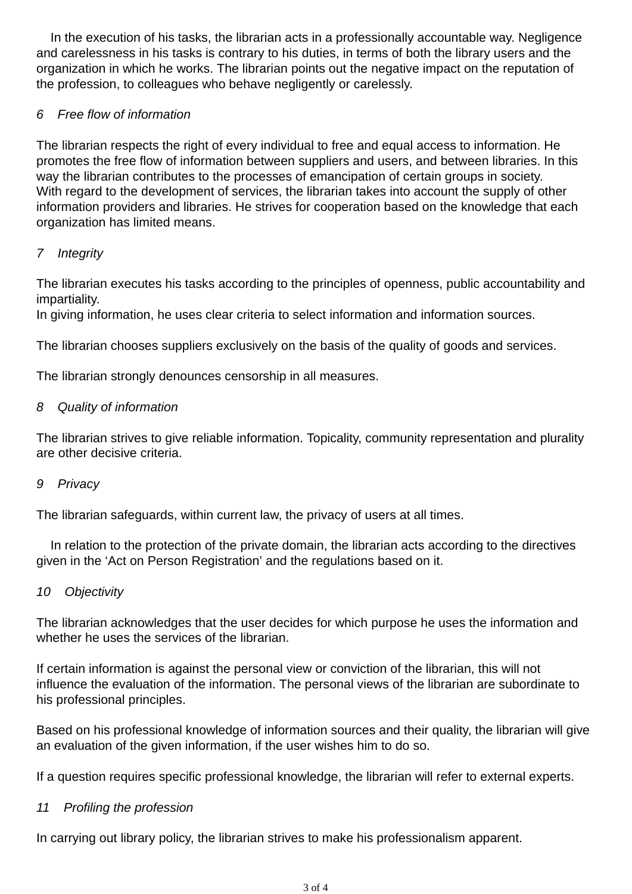In the execution of his tasks, the librarian acts in a professionally accountable way. Negligence and carelessness in his tasks is contrary to his duties, in terms of both the library users and the organization in which he works. The librarian points out the negative impact on the reputation of the profession, to colleagues who behave negligently or carelessly.

## *6 Free flow of information*

The librarian respects the right of every individual to free and equal access to information. He promotes the free flow of information between suppliers and users, and between libraries. In this way the librarian contributes to the processes of emancipation of certain groups in society.
With regard to the development of services, the librarian takes into account the supply of other information providers and libraries. He strives for cooperation based on the knowledge that each organization has limited means.

## *7 Integrity*

The librarian executes his tasks according to the principles of openness, public accountability and impartiality.
In giving information, he uses clear criteria to select information and information sources.

The librarian chooses suppliers exclusively on the basis of the quality of goods and services.

The librarian strongly denounces censorship in all measures.

## *8 Quality of information*

The librarian strives to give reliable information. Topicality, community representation and plurality are other decisive criteria.

## *9 Privacy*

The librarian safeguards, within current law, the privacy of users at all times.

In relation to the protection of the private domain, the librarian acts according to the directives given in the ‘Act on Person Registration’ and the regulations based on it.

## *10 Objectivity*

The librarian acknowledges that the user decides for which purpose he uses the information and whether he uses the services of the librarian.

If certain information is against the personal view or conviction of the librarian, this will not influence the evaluation of the information. The personal views of the librarian are subordinate to his professional principles.

Based on his professional knowledge of information sources and their quality, the librarian will give an evaluation of the given information, if the user wishes him to do so.

If a question requires specific professional knowledge, the librarian will refer to external experts.

## *11 Profiling the profession*

In carrying out library policy, the librarian strives to make his professionalism apparent.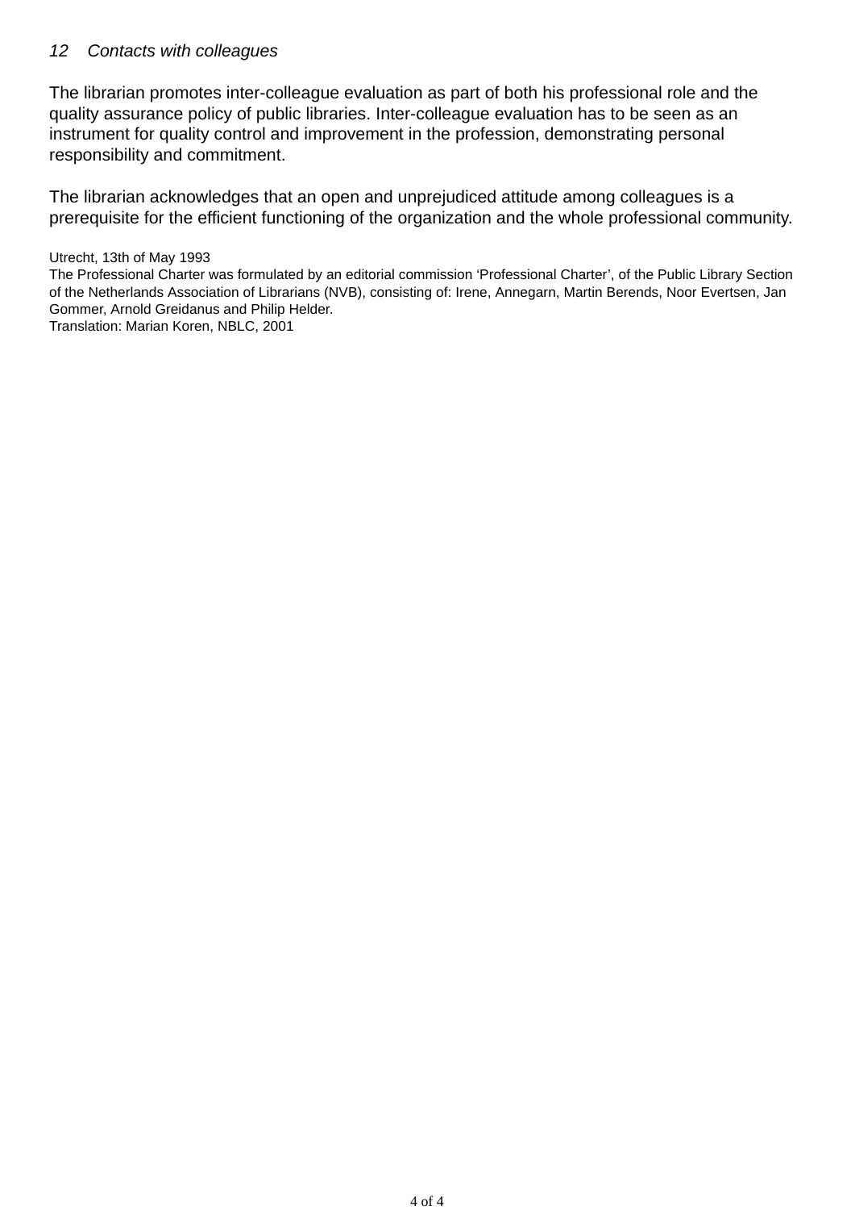*12 Contacts with colleagues*

The librarian promotes inter-colleague evaluation as part of both his professional role and the quality assurance policy of public libraries. Inter-colleague evaluation has to be seen as an instrument for quality control and improvement in the profession, demonstrating personal responsibility and commitment.

The librarian acknowledges that an open and unprejudiced attitude among colleagues is a prerequisite for the efficient functioning of the organization and the whole professional community.

Utrecht, 13th of May 1993
The Professional Charter was formulated by an editorial commission ‘Professional Charter’, of the Public Library Section of the Netherlands Association of Librarians (NVB), consisting of: Irene, Annegarn, Martin Berends, Noor Evertsen, Jan Gommer, Arnold Greidanus and Philip Helder.
Translation: Marian Koren, NBLC, 2001